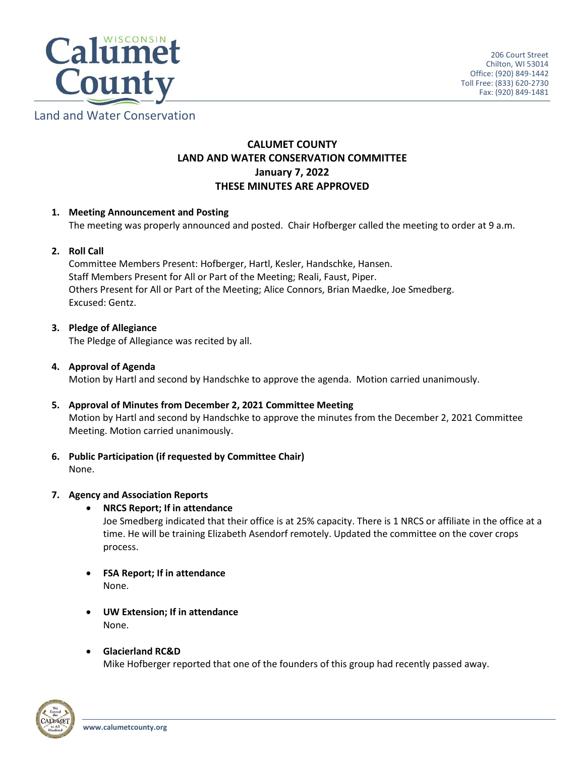Land and Water Conservation

206 Court Street
Chilton, WI 53014
Office: (920) 849-1442
Toll Free: (833) 620-2730
Fax: (920) 849-1481

# CALUMET COUNTY
# LAND AND WATER CONSERVATION COMMITTEE
## January 7, 2022
## THESE MINUTES ARE APPROVED

1. **Meeting Announcement and Posting**
   The meeting was properly announced and posted. Chair Hofberger called the meeting to order at 9 a.m.

2. **Roll Call**
   Committee Members Present: Hofberger, Hartl, Kesler, Handschke, Hansen.
   Staff Members Present for All or Part of the Meeting; Reali, Faust, Piper.
   Others Present for All or Part of the Meeting; Alice Connors, Brian Maedke, Joe Smedberg.
   Excused: Gentz.

3. **Pledge of Allegiance**
   The Pledge of Allegiance was recited by all.

4. **Approval of Agenda**
   Motion by Hartl and second by Handschke to approve the agenda. Motion carried unanimously.

5. **Approval of Minutes from December 2, 2021 Committee Meeting**
   Motion by Hartl and second by Handschke to approve the minutes from the December 2, 2021 Committee Meeting. Motion carried unanimously.

6. **Public Participation (if requested by Committee Chair)**
   None.

7. **Agency and Association Reports**
   - **NRCS Report; If in attendance**
     Joe Smedberg indicated that their office is at 25% capacity. There is 1 NRCS or affiliate in the office at a time. He will be training Elizabeth Asendorf remotely. Updated the committee on the cover crops process.

   - **FSA Report; If in attendance**
     None.

   - **UW Extension; If in attendance**
     None.

   - **Glacierland RC&D**
     Mike Hofberger reported that one of the founders of this group had recently passed away.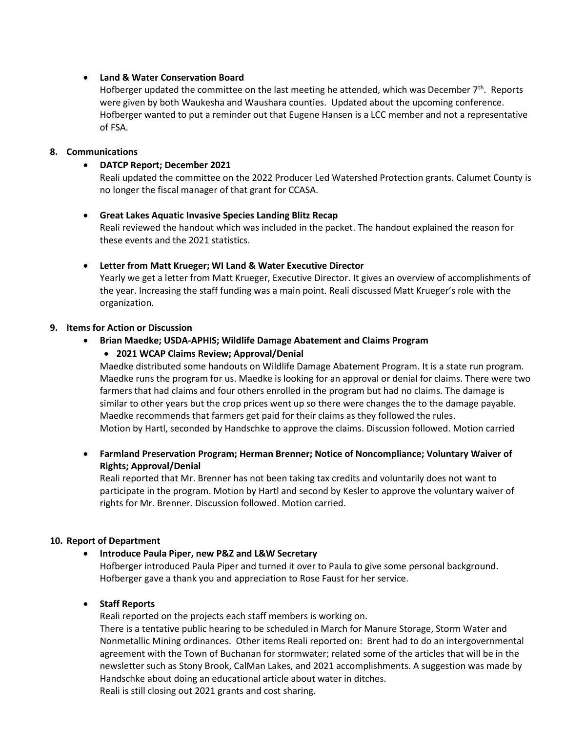- **Land & Water Conservation Board**
  Hofberger updated the committee on the last meeting he attended, which was December 7th. Reports were given by both Waukesha and Waushara counties. Updated about the upcoming conference. Hofberger wanted to put a reminder out that Eugene Hansen is a LCC member and not a representative of FSA.

**8. Communications**

- **DATCP Report; December 2021**
  Reali updated the committee on the 2022 Producer Led Watershed Protection grants. Calumet County is no longer the fiscal manager of that grant for CCASA.

- **Great Lakes Aquatic Invasive Species Landing Blitz Recap**
  Reali reviewed the handout which was included in the packet. The handout explained the reason for these events and the 2021 statistics.

- **Letter from Matt Krueger; WI Land & Water Executive Director**
  Yearly we get a letter from Matt Krueger, Executive Director. It gives an overview of accomplishments of the year. Increasing the staff funding was a main point. Reali discussed Matt Krueger's role with the organization.

**9. Items for Action or Discussion**

- **Brian Maedke; USDA-APHIS; Wildlife Damage Abatement and Claims Program**
  - **2021 WCAP Claims Review; Approval/Denial**

  Maedke distributed some handouts on Wildlife Damage Abatement Program. It is a state run program. Maedke runs the program for us. Maedke is looking for an approval or denial for claims. There were two farmers that had claims and four others enrolled in the program but had no claims. The damage is similar to other years but the crop prices went up so there were changes the to the damage payable. Maedke recommends that farmers get paid for their claims as they followed the rules.
  Motion by Hartl, seconded by Handschke to approve the claims. Discussion followed. Motion carried

- **Farmland Preservation Program; Herman Brenner; Notice of Noncompliance; Voluntary Waiver of Rights; Approval/Denial**
  Reali reported that Mr. Brenner has not been taking tax credits and voluntarily does not want to participate in the program. Motion by Hartl and second by Kesler to approve the voluntary waiver of rights for Mr. Brenner. Discussion followed. Motion carried.

**10. Report of Department**

- **Introduce Paula Piper, new P&Z and L&W Secretary**
  Hofberger introduced Paula Piper and turned it over to Paula to give some personal background. Hofberger gave a thank you and appreciation to Rose Faust for her service.

- **Staff Reports**
  Reali reported on the projects each staff members is working on.
  There is a tentative public hearing to be scheduled in March for Manure Storage, Storm Water and Nonmetallic Mining ordinances. Other items Reali reported on: Brent had to do an intergovernmental agreement with the Town of Buchanan for stormwater; related some of the articles that will be in the newsletter such as Stony Brook, CalMan Lakes, and 2021 accomplishments. A suggestion was made by Handschke about doing an educational article about water in ditches.
  Reali is still closing out 2021 grants and cost sharing.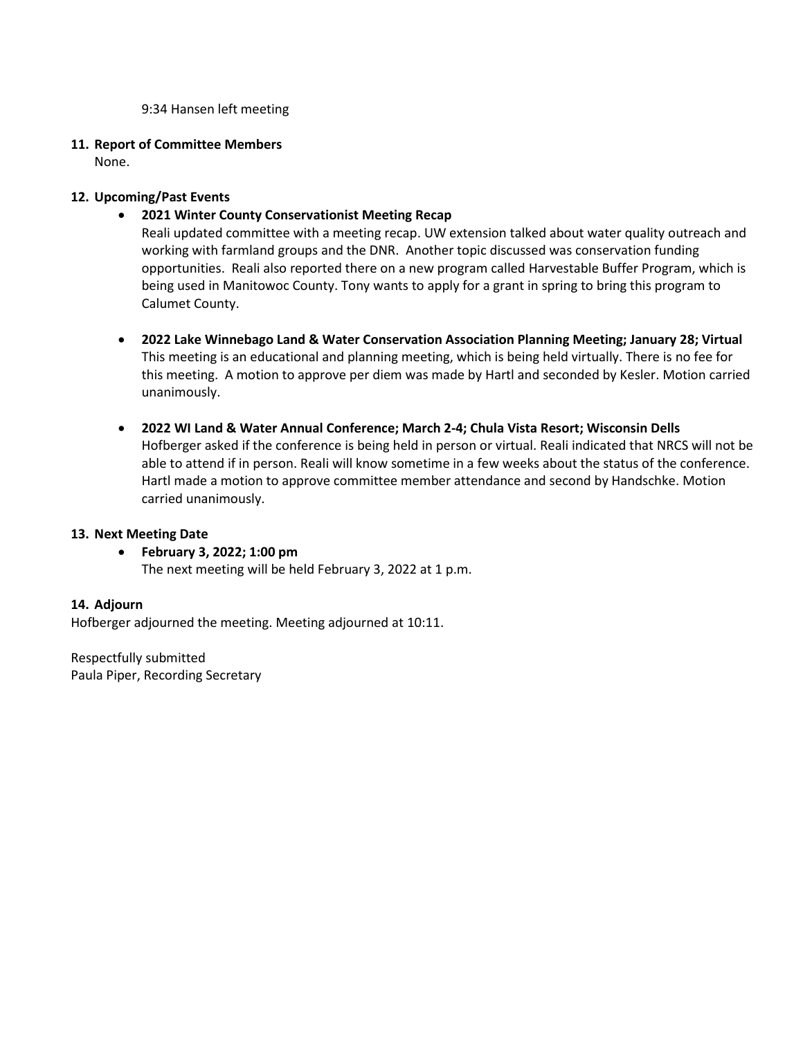9:34 Hansen left meeting

**11. Report of Committee Members**

None.

**12. Upcoming/Past Events**

- **2021 Winter County Conservationist Meeting Recap**
  Reali updated committee with a meeting recap. UW extension talked about water quality outreach and working with farmland groups and the DNR. Another topic discussed was conservation funding opportunities. Reali also reported there on a new program called Harvestable Buffer Program, which is being used in Manitowoc County. Tony wants to apply for a grant in spring to bring this program to Calumet County.

- **2022 Lake Winnebago Land & Water Conservation Association Planning Meeting; January 28; Virtual**
  This meeting is an educational and planning meeting, which is being held virtually. There is no fee for this meeting. A motion to approve per diem was made by Hartl and seconded by Kesler. Motion carried unanimously.

- **2022 WI Land & Water Annual Conference; March 2-4; Chula Vista Resort; Wisconsin Dells**
  Hofberger asked if the conference is being held in person or virtual. Reali indicated that NRCS will not be able to attend if in person. Reali will know sometime in a few weeks about the status of the conference. Hartl made a motion to approve committee member attendance and second by Handschke. Motion carried unanimously.

**13. Next Meeting Date**

- **February 3, 2022; 1:00 pm**
  The next meeting will be held February 3, 2022 at 1 p.m.

**14. Adjourn**

Hofberger adjourned the meeting. Meeting adjourned at 10:11.

Respectfully submitted
Paula Piper, Recording Secretary